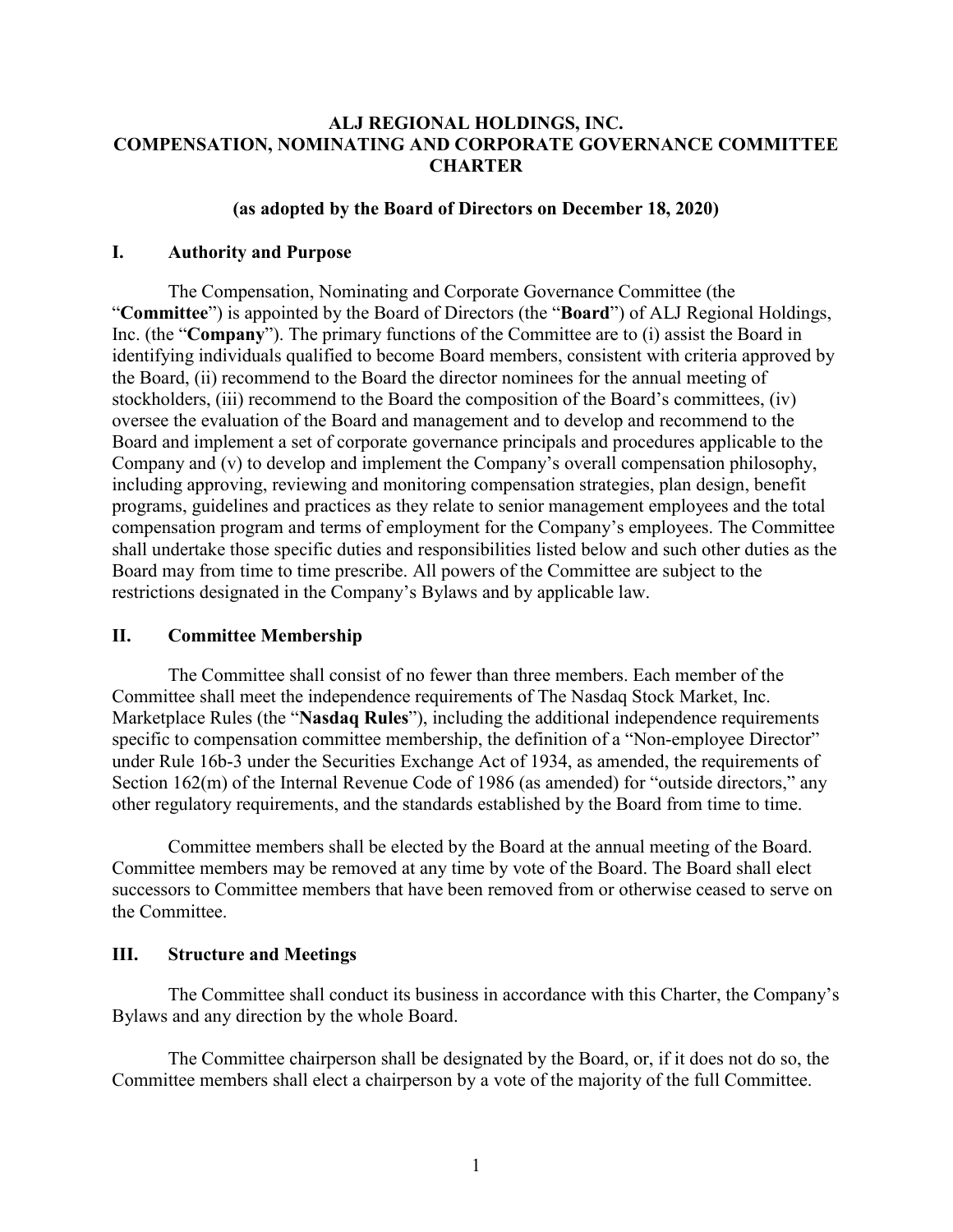# ALJ REGIONAL HOLDINGS, INC.
# COMPENSATION, NOMINATING AND CORPORATE GOVERNANCE COMMITTEE CHARTER

**(as adopted by the Board of Directors on December 18, 2020)**

## I. Authority and Purpose

The Compensation, Nominating and Corporate Governance Committee (the "**Committee**") is appointed by the Board of Directors (the "**Board**") of ALJ Regional Holdings, Inc. (the "**Company**"). The primary functions of the Committee are to (i) assist the Board in identifying individuals qualified to become Board members, consistent with criteria approved by the Board, (ii) recommend to the Board the director nominees for the annual meeting of stockholders, (iii) recommend to the Board the composition of the Board's committees, (iv) oversee the evaluation of the Board and management and to develop and recommend to the Board and implement a set of corporate governance principals and procedures applicable to the Company and (v) to develop and implement the Company's overall compensation philosophy, including approving, reviewing and monitoring compensation strategies, plan design, benefit programs, guidelines and practices as they relate to senior management employees and the total compensation program and terms of employment for the Company's employees. The Committee shall undertake those specific duties and responsibilities listed below and such other duties as the Board may from time to time prescribe. All powers of the Committee are subject to the restrictions designated in the Company's Bylaws and by applicable law.

## II. Committee Membership

The Committee shall consist of no fewer than three members. Each member of the Committee shall meet the independence requirements of The Nasdaq Stock Market, Inc. Marketplace Rules (the "**Nasdaq Rules**"), including the additional independence requirements specific to compensation committee membership, the definition of a "Non-employee Director" under Rule 16b-3 under the Securities Exchange Act of 1934, as amended, the requirements of Section 162(m) of the Internal Revenue Code of 1986 (as amended) for "outside directors," any other regulatory requirements, and the standards established by the Board from time to time.

Committee members shall be elected by the Board at the annual meeting of the Board. Committee members may be removed at any time by vote of the Board. The Board shall elect successors to Committee members that have been removed from or otherwise ceased to serve on the Committee.

## III. Structure and Meetings

The Committee shall conduct its business in accordance with this Charter, the Company's Bylaws and any direction by the whole Board.

The Committee chairperson shall be designated by the Board, or, if it does not do so, the Committee members shall elect a chairperson by a vote of the majority of the full Committee.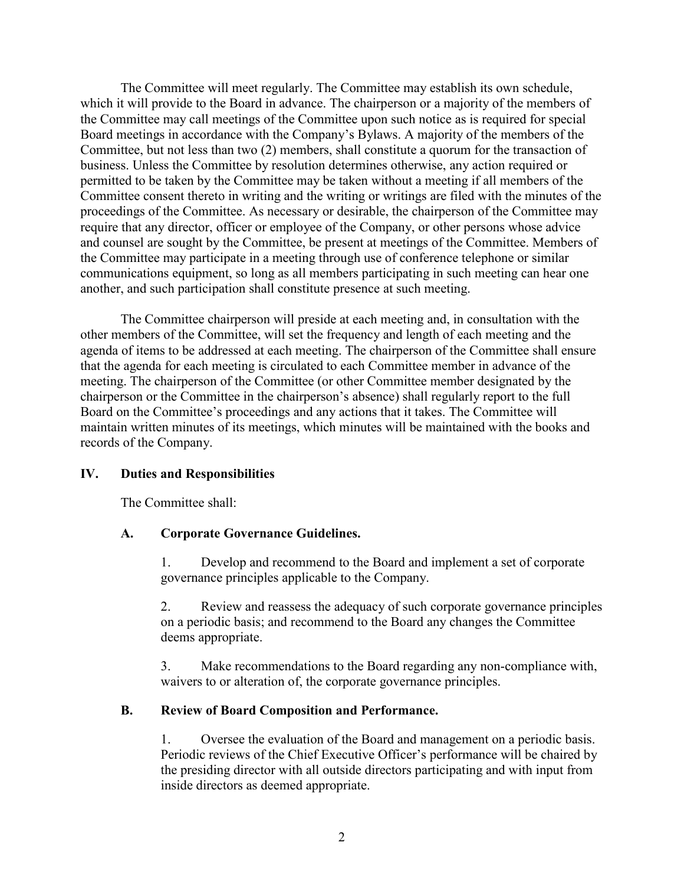The Committee will meet regularly. The Committee may establish its own schedule, which it will provide to the Board in advance. The chairperson or a majority of the members of the Committee may call meetings of the Committee upon such notice as is required for special Board meetings in accordance with the Company's Bylaws. A majority of the members of the Committee, but not less than two (2) members, shall constitute a quorum for the transaction of business. Unless the Committee by resolution determines otherwise, any action required or permitted to be taken by the Committee may be taken without a meeting if all members of the Committee consent thereto in writing and the writing or writings are filed with the minutes of the proceedings of the Committee. As necessary or desirable, the chairperson of the Committee may require that any director, officer or employee of the Company, or other persons whose advice and counsel are sought by the Committee, be present at meetings of the Committee. Members of the Committee may participate in a meeting through use of conference telephone or similar communications equipment, so long as all members participating in such meeting can hear one another, and such participation shall constitute presence at such meeting.

The Committee chairperson will preside at each meeting and, in consultation with the other members of the Committee, will set the frequency and length of each meeting and the agenda of items to be addressed at each meeting. The chairperson of the Committee shall ensure that the agenda for each meeting is circulated to each Committee member in advance of the meeting. The chairperson of the Committee (or other Committee member designated by the chairperson or the Committee in the chairperson's absence) shall regularly report to the full Board on the Committee's proceedings and any actions that it takes. The Committee will maintain written minutes of its meetings, which minutes will be maintained with the books and records of the Company.

## IV. Duties and Responsibilities

The Committee shall:

### A. Corporate Governance Guidelines.

1. Develop and recommend to the Board and implement a set of corporate governance principles applicable to the Company.

2. Review and reassess the adequacy of such corporate governance principles on a periodic basis; and recommend to the Board any changes the Committee deems appropriate.

3. Make recommendations to the Board regarding any non-compliance with, waivers to or alteration of, the corporate governance principles.

### B. Review of Board Composition and Performance.

1. Oversee the evaluation of the Board and management on a periodic basis. Periodic reviews of the Chief Executive Officer's performance will be chaired by the presiding director with all outside directors participating and with input from inside directors as deemed appropriate.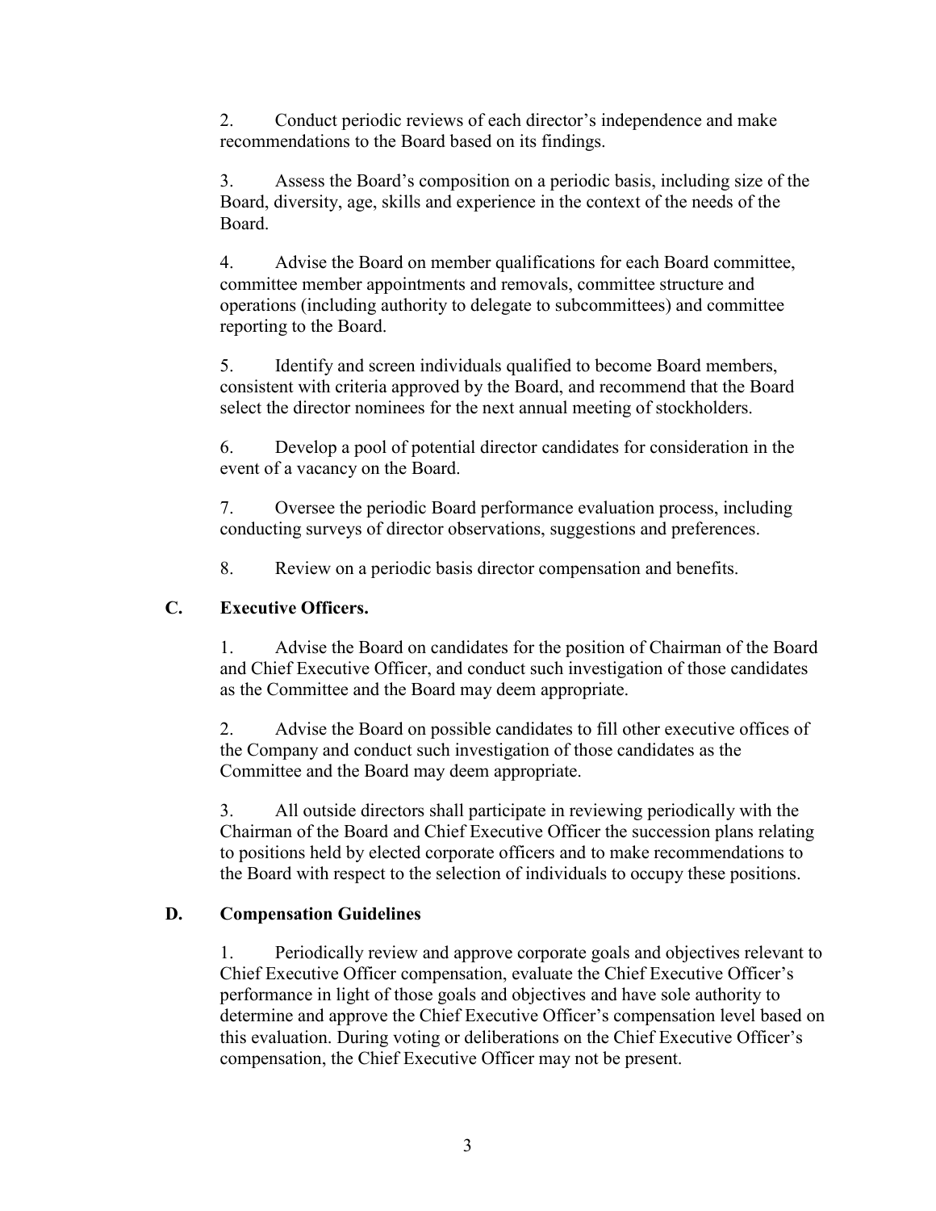2. Conduct periodic reviews of each director's independence and make recommendations to the Board based on its findings.

3. Assess the Board's composition on a periodic basis, including size of the Board, diversity, age, skills and experience in the context of the needs of the Board.

4. Advise the Board on member qualifications for each Board committee, committee member appointments and removals, committee structure and operations (including authority to delegate to subcommittees) and committee reporting to the Board.

5. Identify and screen individuals qualified to become Board members, consistent with criteria approved by the Board, and recommend that the Board select the director nominees for the next annual meeting of stockholders.

6. Develop a pool of potential director candidates for consideration in the event of a vacancy on the Board.

7. Oversee the periodic Board performance evaluation process, including conducting surveys of director observations, suggestions and preferences.

8. Review on a periodic basis director compensation and benefits.

### C. Executive Officers.

1. Advise the Board on candidates for the position of Chairman of the Board and Chief Executive Officer, and conduct such investigation of those candidates as the Committee and the Board may deem appropriate.

2. Advise the Board on possible candidates to fill other executive offices of the Company and conduct such investigation of those candidates as the Committee and the Board may deem appropriate.

3. All outside directors shall participate in reviewing periodically with the Chairman of the Board and Chief Executive Officer the succession plans relating to positions held by elected corporate officers and to make recommendations to the Board with respect to the selection of individuals to occupy these positions.

### D. Compensation Guidelines

1. Periodically review and approve corporate goals and objectives relevant to Chief Executive Officer compensation, evaluate the Chief Executive Officer's performance in light of those goals and objectives and have sole authority to determine and approve the Chief Executive Officer's compensation level based on this evaluation. During voting or deliberations on the Chief Executive Officer's compensation, the Chief Executive Officer may not be present.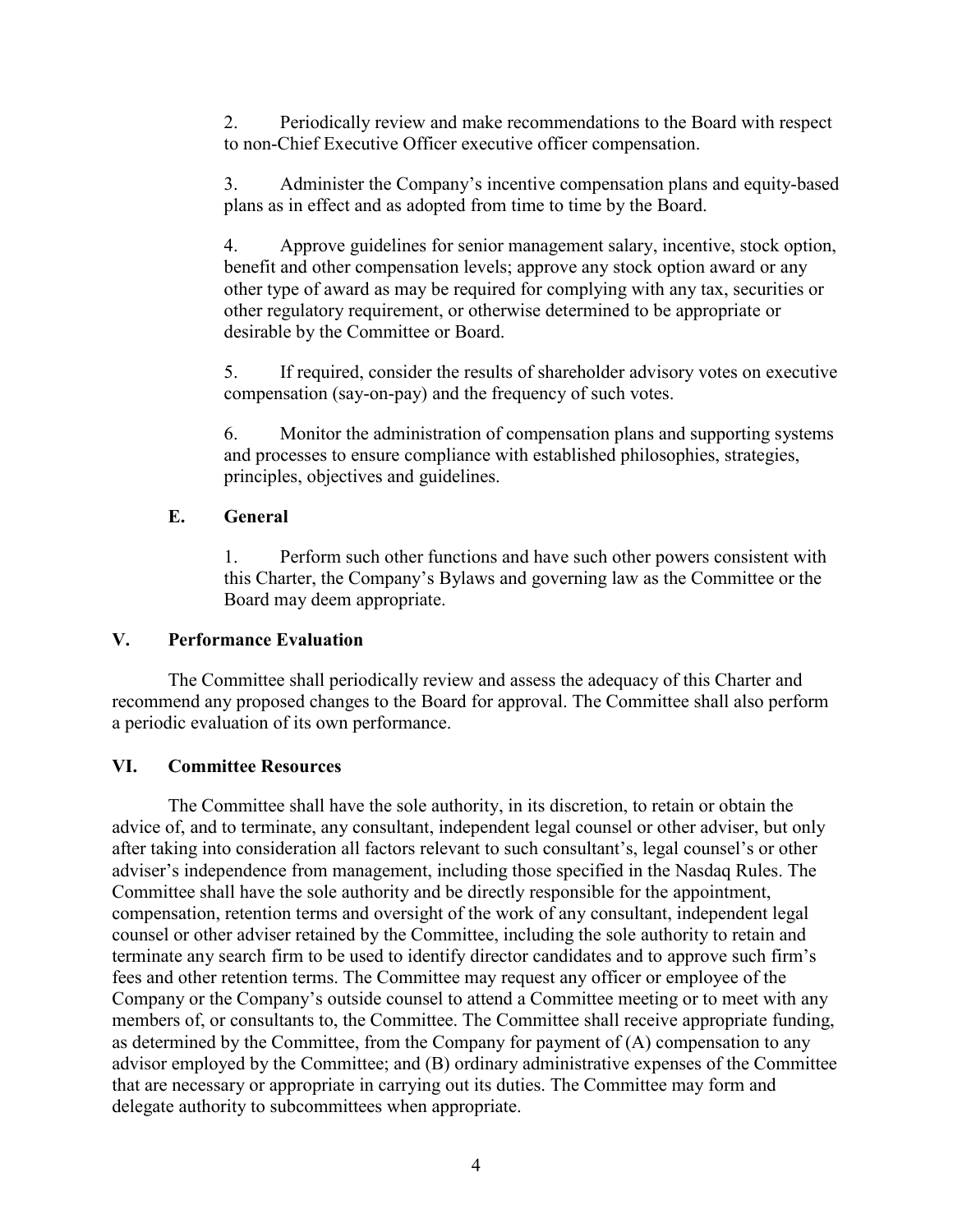2. Periodically review and make recommendations to the Board with respect to non-Chief Executive Officer executive officer compensation.

3. Administer the Company's incentive compensation plans and equity-based plans as in effect and as adopted from time to time by the Board.

4. Approve guidelines for senior management salary, incentive, stock option, benefit and other compensation levels; approve any stock option award or any other type of award as may be required for complying with any tax, securities or other regulatory requirement, or otherwise determined to be appropriate or desirable by the Committee or Board.

5. If required, consider the results of shareholder advisory votes on executive compensation (say-on-pay) and the frequency of such votes.

6. Monitor the administration of compensation plans and supporting systems and processes to ensure compliance with established philosophies, strategies, principles, objectives and guidelines.

### E. General

1. Perform such other functions and have such other powers consistent with this Charter, the Company's Bylaws and governing law as the Committee or the Board may deem appropriate.

## V. Performance Evaluation

The Committee shall periodically review and assess the adequacy of this Charter and recommend any proposed changes to the Board for approval. The Committee shall also perform a periodic evaluation of its own performance.

## VI. Committee Resources

The Committee shall have the sole authority, in its discretion, to retain or obtain the advice of, and to terminate, any consultant, independent legal counsel or other adviser, but only after taking into consideration all factors relevant to such consultant's, legal counsel's or other adviser's independence from management, including those specified in the Nasdaq Rules. The Committee shall have the sole authority and be directly responsible for the appointment, compensation, retention terms and oversight of the work of any consultant, independent legal counsel or other adviser retained by the Committee, including the sole authority to retain and terminate any search firm to be used to identify director candidates and to approve such firm's fees and other retention terms. The Committee may request any officer or employee of the Company or the Company's outside counsel to attend a Committee meeting or to meet with any members of, or consultants to, the Committee. The Committee shall receive appropriate funding, as determined by the Committee, from the Company for payment of (A) compensation to any advisor employed by the Committee; and (B) ordinary administrative expenses of the Committee that are necessary or appropriate in carrying out its duties. The Committee may form and delegate authority to subcommittees when appropriate.